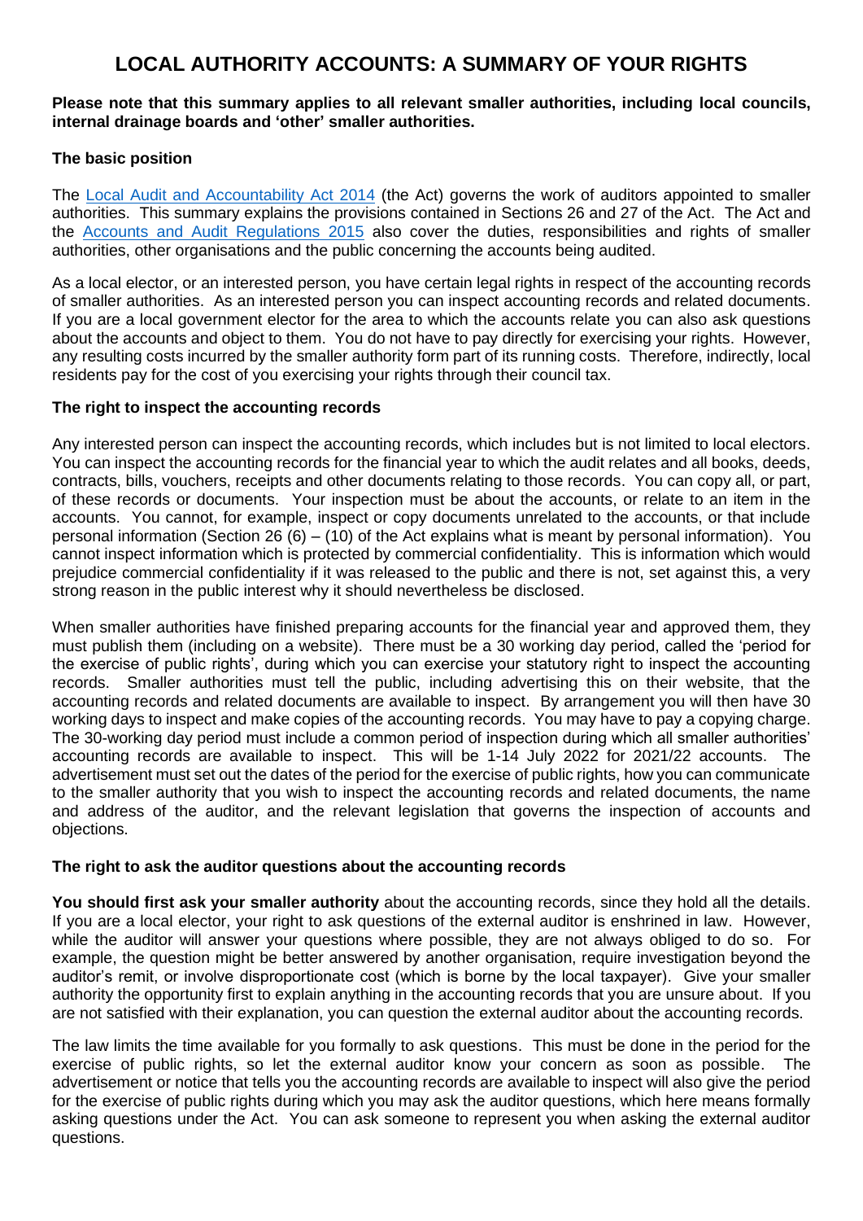# LOCAL AUTHORITY ACCOUNTS: A SUMMARY OF YOUR RIGHTS

**Please note that this summary applies to all relevant smaller authorities, including local councils, internal drainage boards and 'other' smaller authorities.**

**The basic position**

The [Local Audit and Accountability Act 2014]() (the Act) governs the work of auditors appointed to smaller authorities. This summary explains the provisions contained in Sections 26 and 27 of the Act. The Act and the [Accounts and Audit Regulations 2015]() also cover the duties, responsibilities and rights of smaller authorities, other organisations and the public concerning the accounts being audited.

As a local elector, or an interested person, you have certain legal rights in respect of the accounting records of smaller authorities. As an interested person you can inspect accounting records and related documents. If you are a local government elector for the area to which the accounts relate you can also ask questions about the accounts and object to them. You do not have to pay directly for exercising your rights. However, any resulting costs incurred by the smaller authority form part of its running costs. Therefore, indirectly, local residents pay for the cost of you exercising your rights through their council tax.

**The right to inspect the accounting records**

Any interested person can inspect the accounting records, which includes but is not limited to local electors. You can inspect the accounting records for the financial year to which the audit relates and all books, deeds, contracts, bills, vouchers, receipts and other documents relating to those records. You can copy all, or part, of these records or documents. Your inspection must be about the accounts, or relate to an item in the accounts. You cannot, for example, inspect or copy documents unrelated to the accounts, or that include personal information (Section 26 (6) – (10) of the Act explains what is meant by personal information). You cannot inspect information which is protected by commercial confidentiality. This is information which would prejudice commercial confidentiality if it was released to the public and there is not, set against this, a very strong reason in the public interest why it should nevertheless be disclosed.

When smaller authorities have finished preparing accounts for the financial year and approved them, they must publish them (including on a website). There must be a 30 working day period, called the 'period for the exercise of public rights', during which you can exercise your statutory right to inspect the accounting records. Smaller authorities must tell the public, including advertising this on their website, that the accounting records and related documents are available to inspect. By arrangement you will then have 30 working days to inspect and make copies of the accounting records. You may have to pay a copying charge. The 30-working day period must include a common period of inspection during which all smaller authorities' accounting records are available to inspect. This will be 1-14 July 2022 for 2021/22 accounts. The advertisement must set out the dates of the period for the exercise of public rights, how you can communicate to the smaller authority that you wish to inspect the accounting records and related documents, the name and address of the auditor, and the relevant legislation that governs the inspection of accounts and objections.

**The right to ask the auditor questions about the accounting records**

**You should first ask your smaller authority** about the accounting records, since they hold all the details. If you are a local elector, your right to ask questions of the external auditor is enshrined in law. However, while the auditor will answer your questions where possible, they are not always obliged to do so. For example, the question might be better answered by another organisation, require investigation beyond the auditor's remit, or involve disproportionate cost (which is borne by the local taxpayer). Give your smaller authority the opportunity first to explain anything in the accounting records that you are unsure about. If you are not satisfied with their explanation, you can question the external auditor about the accounting records.

The law limits the time available for you formally to ask questions. This must be done in the period for the exercise of public rights, so let the external auditor know your concern as soon as possible. The advertisement or notice that tells you the accounting records are available to inspect will also give the period for the exercise of public rights during which you may ask the auditor questions, which here means formally asking questions under the Act. You can ask someone to represent you when asking the external auditor questions.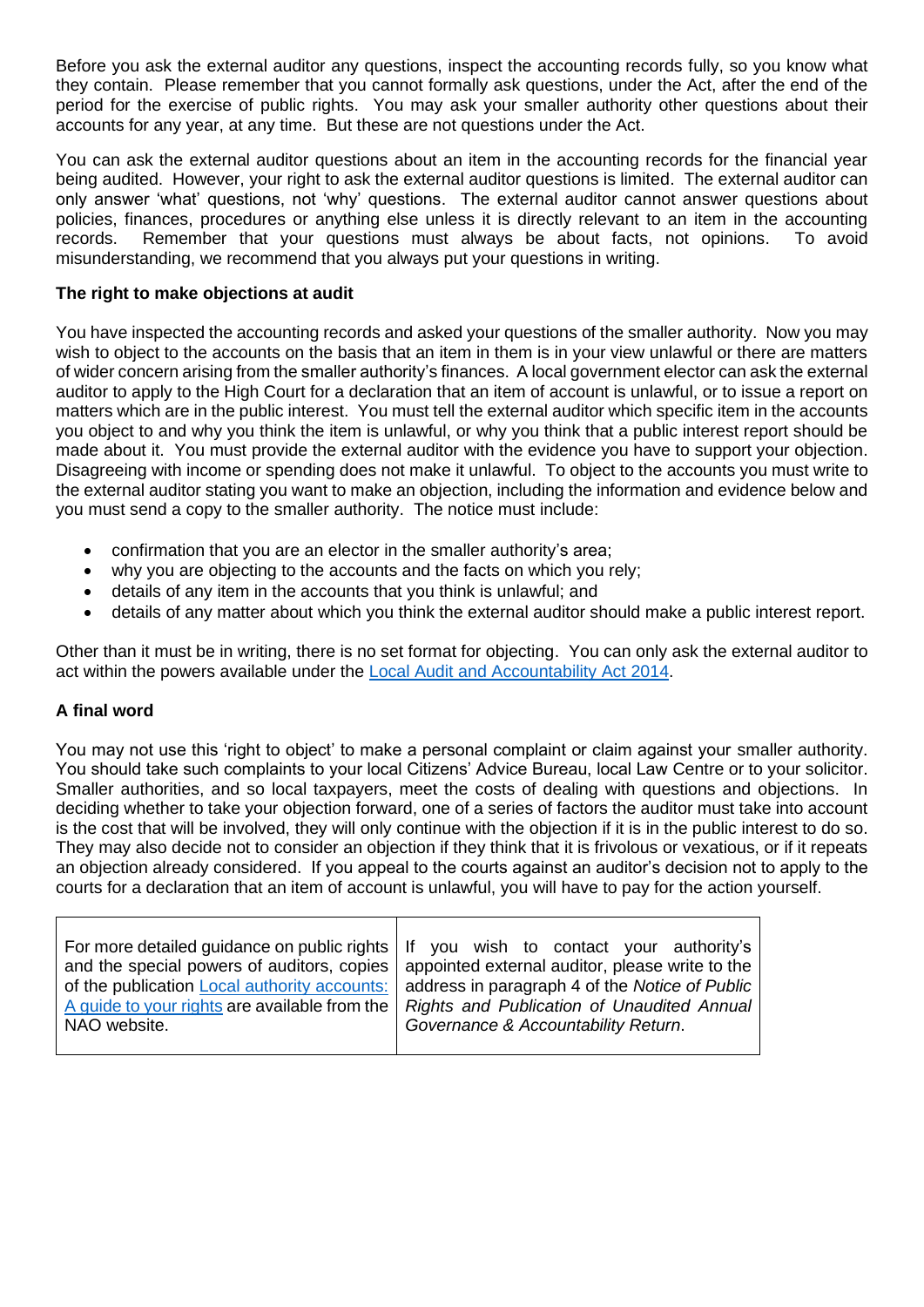Before you ask the external auditor any questions, inspect the accounting records fully, so you know what they contain. Please remember that you cannot formally ask questions, under the Act, after the end of the period for the exercise of public rights. You may ask your smaller authority other questions about their accounts for any year, at any time. But these are not questions under the Act.

You can ask the external auditor questions about an item in the accounting records for the financial year being audited. However, your right to ask the external auditor questions is limited. The external auditor can only answer 'what' questions, not 'why' questions. The external auditor cannot answer questions about policies, finances, procedures or anything else unless it is directly relevant to an item in the accounting records. Remember that your questions must always be about facts, not opinions. To avoid misunderstanding, we recommend that you always put your questions in writing.

**The right to make objections at audit**

You have inspected the accounting records and asked your questions of the smaller authority. Now you may wish to object to the accounts on the basis that an item in them is in your view unlawful or there are matters of wider concern arising from the smaller authority's finances. A local government elector can ask the external auditor to apply to the High Court for a declaration that an item of account is unlawful, or to issue a report on matters which are in the public interest. You must tell the external auditor which specific item in the accounts you object to and why you think the item is unlawful, or why you think that a public interest report should be made about it. You must provide the external auditor with the evidence you have to support your objection. Disagreeing with income or spending does not make it unlawful. To object to the accounts you must write to the external auditor stating you want to make an objection, including the information and evidence below and you must send a copy to the smaller authority. The notice must include:

- confirmation that you are an elector in the smaller authority's area;
- why you are objecting to the accounts and the facts on which you rely;
- details of any item in the accounts that you think is unlawful; and
- details of any matter about which you think the external auditor should make a public interest report.

Other than it must be in writing, there is no set format for objecting. You can only ask the external auditor to act within the powers available under the Local Audit and Accountability Act 2014.

**A final word**

You may not use this 'right to object' to make a personal complaint or claim against your smaller authority. You should take such complaints to your local Citizens' Advice Bureau, local Law Centre or to your solicitor. Smaller authorities, and so local taxpayers, meet the costs of dealing with questions and objections. In deciding whether to take your objection forward, one of a series of factors the auditor must take into account is the cost that will be involved, they will only continue with the objection if it is in the public interest to do so. They may also decide not to consider an objection if they think that it is frivolous or vexatious, or if it repeats an objection already considered. If you appeal to the courts against an auditor's decision not to apply to the courts for a declaration that an item of account is unlawful, you will have to pay for the action yourself.

| | |
|---|---|
| For more detailed guidance on public rights and the special powers of auditors, copies of the publication Local authority accounts: A guide to your rights are available from the NAO website. | If you wish to contact your authority's appointed external auditor, please write to the address in paragraph 4 of the *Notice of Public Rights and Publication of Unaudited Annual Governance & Accountability Return*. |